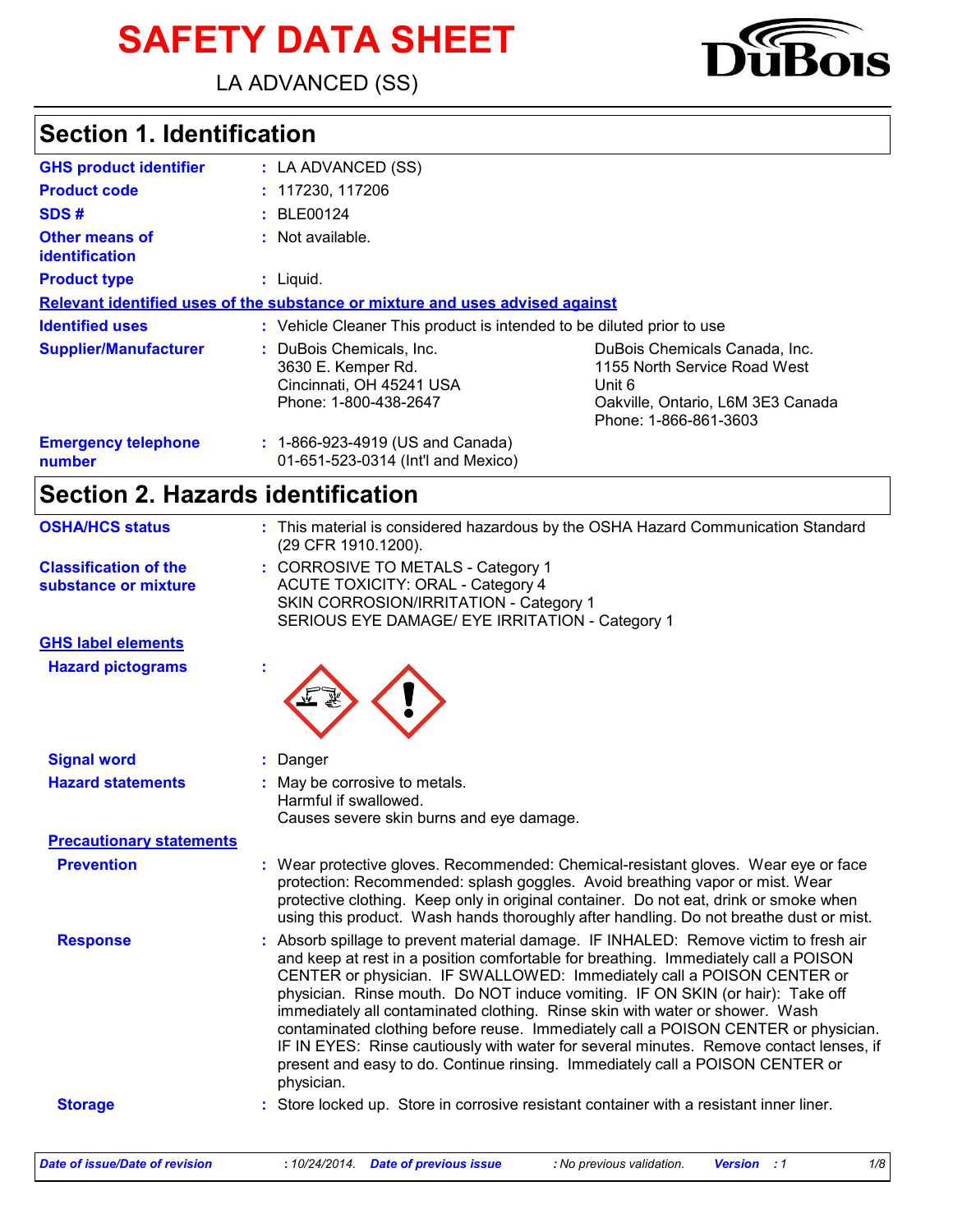# SAFETY DATA SHEET

LA ADVANCED (SS)

## Section 1. Identification

**GHS product identifier** : LA ADVANCED (SS)

**Product code** : 117230, 117206

**SDS #** : BLE00124

**Other means of identification** : Not available.

**Product type** : Liquid.

**Relevant identified uses of the substance or mixture and uses advised against**

**Identified uses** : Vehicle Cleaner This product is intended to be diluted prior to use

**Supplier/Manufacturer** :

DuBois Chemicals, Inc.
3630 E. Kemper Rd.
Cincinnati, OH 45241 USA
Phone: 1-800-438-2647

DuBois Chemicals Canada, Inc.
1155 North Service Road West
Unit 6
Oakville, Ontario, L6M 3E3 Canada
Phone: 1-866-861-3603

**Emergency telephone number** : 1-866-923-4919 (US and Canada)
01-651-523-0314 (Int'l and Mexico)

## Section 2. Hazards identification

**OSHA/HCS status** : This material is considered hazardous by the OSHA Hazard Communication Standard (29 CFR 1910.1200).

**Classification of the substance or mixture** :
CORROSIVE TO METALS - Category 1
ACUTE TOXICITY: ORAL - Category 4
SKIN CORROSION/IRRITATION - Category 1
SERIOUS EYE DAMAGE/ EYE IRRITATION - Category 1

**GHS label elements**

**Hazard pictograms** :

**Signal word** : Danger

**Hazard statements** :
May be corrosive to metals.
Harmful if swallowed.
Causes severe skin burns and eye damage.

**Precautionary statements**

**Prevention** : Wear protective gloves. Recommended: Chemical-resistant gloves. Wear eye or face protection: Recommended: splash goggles. Avoid breathing vapor or mist. Wear protective clothing. Keep only in original container. Do not eat, drink or smoke when using this product. Wash hands thoroughly after handling. Do not breathe dust or mist.

**Response** : Absorb spillage to prevent material damage. IF INHALED: Remove victim to fresh air and keep at rest in a position comfortable for breathing. Immediately call a POISON CENTER or physician. IF SWALLOWED: Immediately call a POISON CENTER or physician. Rinse mouth. Do NOT induce vomiting. IF ON SKIN (or hair): Take off immediately all contaminated clothing. Rinse skin with water or shower. Wash contaminated clothing before reuse. Immediately call a POISON CENTER or physician. IF IN EYES: Rinse cautiously with water for several minutes. Remove contact lenses, if present and easy to do. Continue rinsing. Immediately call a POISON CENTER or physician.

**Storage** : Store locked up. Store in corrosive resistant container with a resistant inner liner.

*Date of issue/Date of revision* : 10/24/2014. *Date of previous issue* : No previous validation. *Version* : 1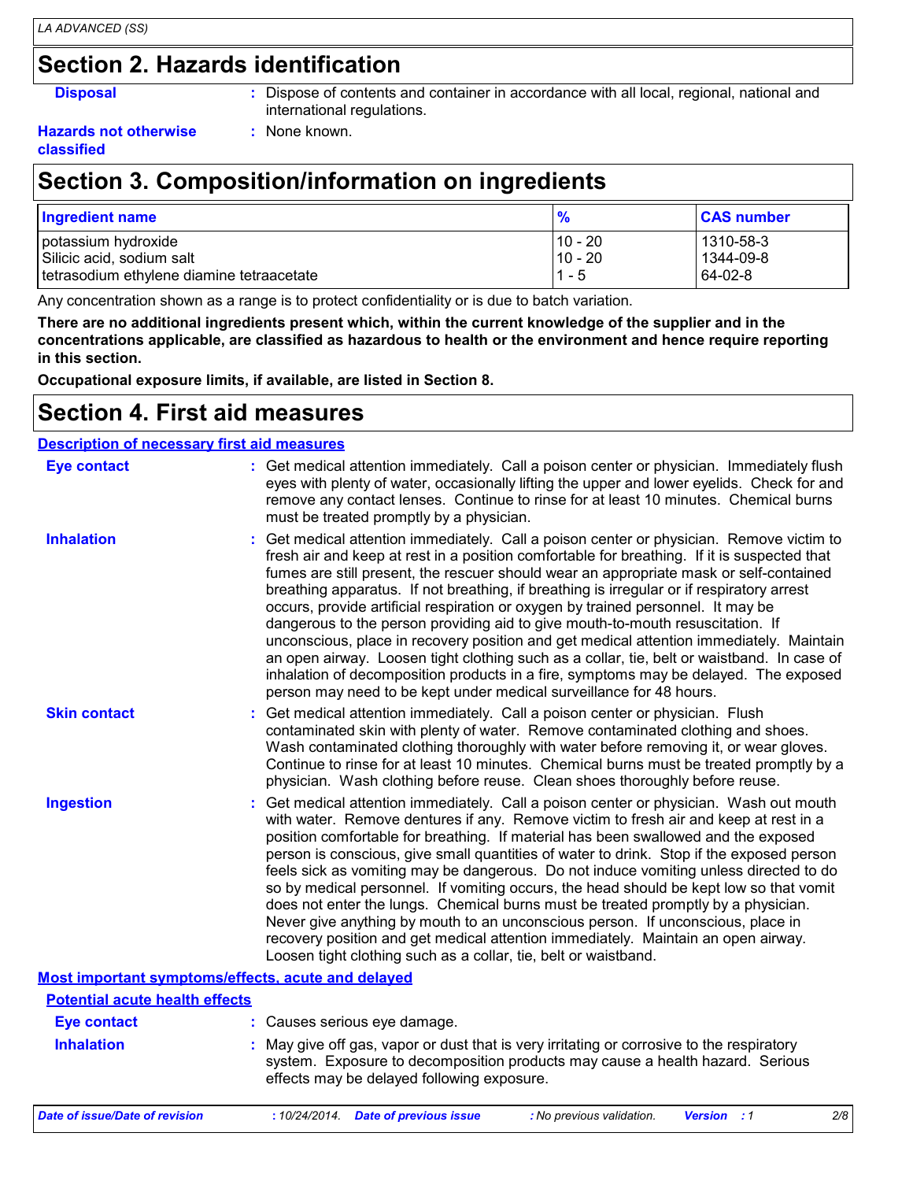## Section 2. Hazards identification

**Disposal** : Dispose of contents and container in accordance with all local, regional, national and international regulations.

**Hazards not otherwise classified** : None known.

## Section 3. Composition/information on ingredients

| Ingredient name | % | CAS number |
|---|---|---|
| potassium hydroxide | 10 - 20 | 1310-58-3 |
| Silicic acid, sodium salt | 10 - 20 | 1344-09-8 |
| tetrasodium ethylene diamine tetraacetate | 1 - 5 | 64-02-8 |

Any concentration shown as a range is to protect confidentiality or is due to batch variation.

**There are no additional ingredients present which, within the current knowledge of the supplier and in the concentrations applicable, are classified as hazardous to health or the environment and hence require reporting in this section.**

**Occupational exposure limits, if available, are listed in Section 8.**

## Section 4. First aid measures

### Description of necessary first aid measures

**Eye contact** : Get medical attention immediately. Call a poison center or physician. Immediately flush eyes with plenty of water, occasionally lifting the upper and lower eyelids. Check for and remove any contact lenses. Continue to rinse for at least 10 minutes. Chemical burns must be treated promptly by a physician.

**Inhalation** : Get medical attention immediately. Call a poison center or physician. Remove victim to fresh air and keep at rest in a position comfortable for breathing. If it is suspected that fumes are still present, the rescuer should wear an appropriate mask or self-contained breathing apparatus. If not breathing, if breathing is irregular or if respiratory arrest occurs, provide artificial respiration or oxygen by trained personnel. It may be dangerous to the person providing aid to give mouth-to-mouth resuscitation. If unconscious, place in recovery position and get medical attention immediately. Maintain an open airway. Loosen tight clothing such as a collar, tie, belt or waistband. In case of inhalation of decomposition products in a fire, symptoms may be delayed. The exposed person may need to be kept under medical surveillance for 48 hours.

**Skin contact** : Get medical attention immediately. Call a poison center or physician. Flush contaminated skin with plenty of water. Remove contaminated clothing and shoes. Wash contaminated clothing thoroughly with water before removing it, or wear gloves. Continue to rinse for at least 10 minutes. Chemical burns must be treated promptly by a physician. Wash clothing before reuse. Clean shoes thoroughly before reuse.

**Ingestion** : Get medical attention immediately. Call a poison center or physician. Wash out mouth with water. Remove dentures if any. Remove victim to fresh air and keep at rest in a position comfortable for breathing. If material has been swallowed and the exposed person is conscious, give small quantities of water to drink. Stop if the exposed person feels sick as vomiting may be dangerous. Do not induce vomiting unless directed to do so by medical personnel. If vomiting occurs, the head should be kept low so that vomit does not enter the lungs. Chemical burns must be treated promptly by a physician. Never give anything by mouth to an unconscious person. If unconscious, place in recovery position and get medical attention immediately. Maintain an open airway. Loosen tight clothing such as a collar, tie, belt or waistband.

### Most important symptoms/effects, acute and delayed

#### Potential acute health effects

**Eye contact** : Causes serious eye damage.

**Inhalation** : May give off gas, vapor or dust that is very irritating or corrosive to the respiratory system. Exposure to decomposition products may cause a health hazard. Serious effects may be delayed following exposure.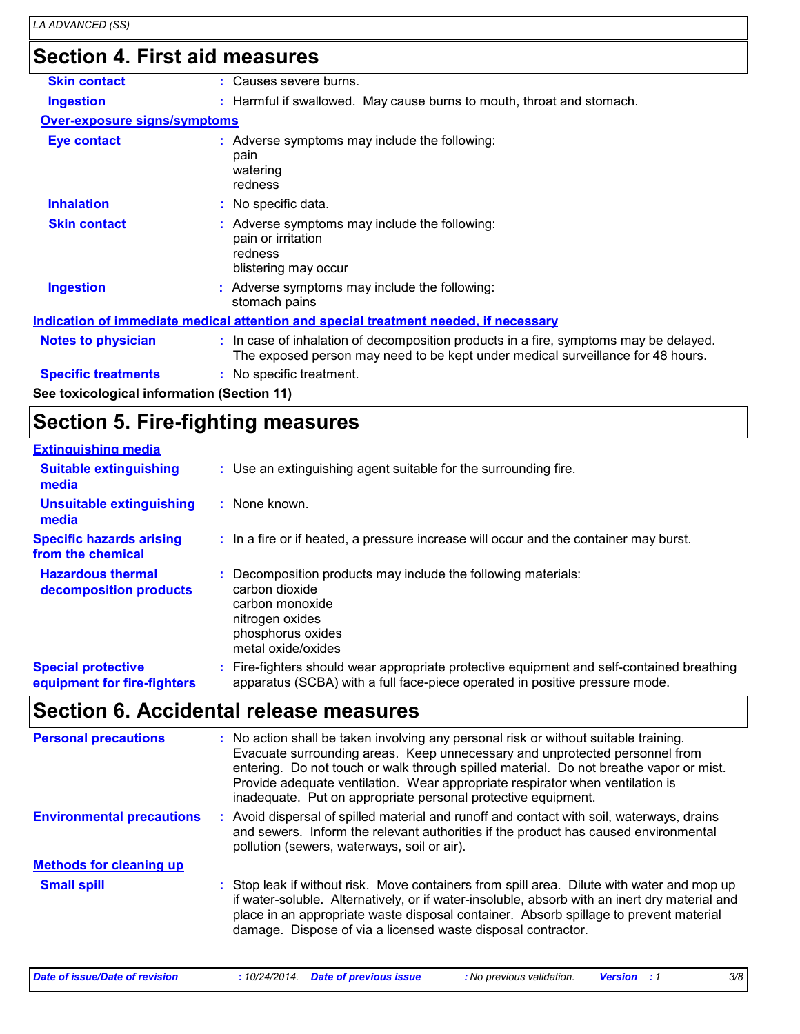## Section 4. First aid measures

**Skin contact** : Causes severe burns.

**Ingestion** : Harmful if swallowed. May cause burns to mouth, throat and stomach.

**Over-exposure signs/symptoms**

**Eye contact** : Adverse symptoms may include the following:
pain
watering
redness

**Inhalation** : No specific data.

**Skin contact** : Adverse symptoms may include the following:
pain or irritation
redness
blistering may occur

**Ingestion** : Adverse symptoms may include the following:
stomach pains

**Indication of immediate medical attention and special treatment needed, if necessary**

**Notes to physician** : In case of inhalation of decomposition products in a fire, symptoms may be delayed. The exposed person may need to be kept under medical surveillance for 48 hours.

**Specific treatments** : No specific treatment.

**See toxicological information (Section 11)**

## Section 5. Fire-fighting measures

**Extinguishing media**

**Suitable extinguishing media** : Use an extinguishing agent suitable for the surrounding fire.

**Unsuitable extinguishing media** : None known.

**Specific hazards arising from the chemical** : In a fire or if heated, a pressure increase will occur and the container may burst.

**Hazardous thermal decomposition products** : Decomposition products may include the following materials:
carbon dioxide
carbon monoxide
nitrogen oxides
phosphorus oxides
metal oxide/oxides

**Special protective equipment for fire-fighters** : Fire-fighters should wear appropriate protective equipment and self-contained breathing apparatus (SCBA) with a full face-piece operated in positive pressure mode.

## Section 6. Accidental release measures

**Personal precautions** : No action shall be taken involving any personal risk or without suitable training. Evacuate surrounding areas. Keep unnecessary and unprotected personnel from entering. Do not touch or walk through spilled material. Do not breathe vapor or mist. Provide adequate ventilation. Wear appropriate respirator when ventilation is inadequate. Put on appropriate personal protective equipment.

**Environmental precautions** : Avoid dispersal of spilled material and runoff and contact with soil, waterways, drains and sewers. Inform the relevant authorities if the product has caused environmental pollution (sewers, waterways, soil or air).

**Methods for cleaning up**

**Small spill** : Stop leak if without risk. Move containers from spill area. Dilute with water and mop up if water-soluble. Alternatively, or if water-insoluble, absorb with an inert dry material and place in an appropriate waste disposal container. Absorb spillage to prevent material damage. Dispose of via a licensed waste disposal contractor.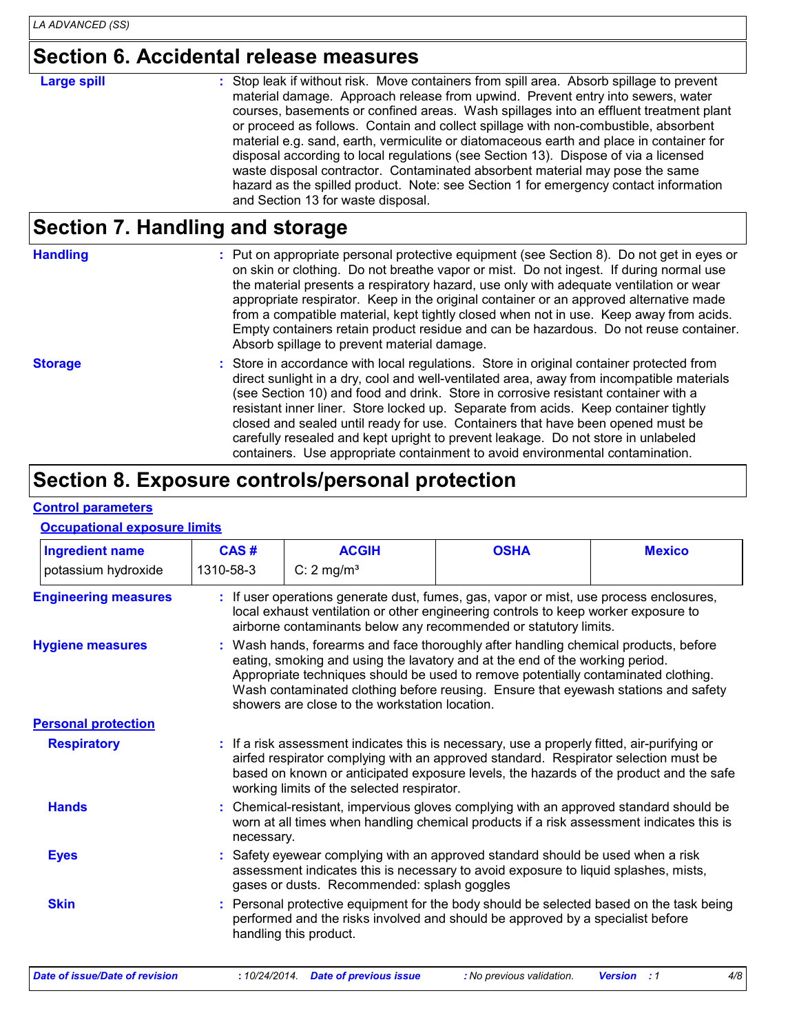## Section 6. Accidental release measures

**Large spill** : Stop leak if without risk. Move containers from spill area. Absorb spillage to prevent material damage. Approach release from upwind. Prevent entry into sewers, water courses, basements or confined areas. Wash spillages into an effluent treatment plant or proceed as follows. Contain and collect spillage with non-combustible, absorbent material e.g. sand, earth, vermiculite or diatomaceous earth and place in container for disposal according to local regulations (see Section 13). Dispose of via a licensed waste disposal contractor. Contaminated absorbent material may pose the same hazard as the spilled product. Note: see Section 1 for emergency contact information and Section 13 for waste disposal.

## Section 7. Handling and storage

**Handling** : Put on appropriate personal protective equipment (see Section 8). Do not get in eyes or on skin or clothing. Do not breathe vapor or mist. Do not ingest. If during normal use the material presents a respiratory hazard, use only with adequate ventilation or wear appropriate respirator. Keep in the original container or an approved alternative made from a compatible material, kept tightly closed when not in use. Keep away from acids. Empty containers retain product residue and can be hazardous. Do not reuse container. Absorb spillage to prevent material damage.

**Storage** : Store in accordance with local regulations. Store in original container protected from direct sunlight in a dry, cool and well-ventilated area, away from incompatible materials (see Section 10) and food and drink. Store in corrosive resistant container with a resistant inner liner. Store locked up. Separate from acids. Keep container tightly closed and sealed until ready for use. Containers that have been opened must be carefully resealed and kept upright to prevent leakage. Do not store in unlabeled containers. Use appropriate containment to avoid environmental contamination.

## Section 8. Exposure controls/personal protection

**Control parameters**

**Occupational exposure limits**

| Ingredient name | CAS # | ACGIH | OSHA | Mexico |
|---|---|---|---|---|
| potassium hydroxide | 1310-58-3 | C: 2 mg/m³ | | |

**Engineering measures** : If user operations generate dust, fumes, gas, vapor or mist, use process enclosures, local exhaust ventilation or other engineering controls to keep worker exposure to airborne contaminants below any recommended or statutory limits.

**Hygiene measures** : Wash hands, forearms and face thoroughly after handling chemical products, before eating, smoking and using the lavatory and at the end of the working period. Appropriate techniques should be used to remove potentially contaminated clothing. Wash contaminated clothing before reusing. Ensure that eyewash stations and safety showers are close to the workstation location.

**Personal protection**

**Respiratory** : If a risk assessment indicates this is necessary, use a properly fitted, air-purifying or airfed respirator complying with an approved standard. Respirator selection must be based on known or anticipated exposure levels, the hazards of the product and the safe working limits of the selected respirator.

**Hands** : Chemical-resistant, impervious gloves complying with an approved standard should be worn at all times when handling chemical products if a risk assessment indicates this is necessary.

**Eyes** : Safety eyewear complying with an approved standard should be used when a risk assessment indicates this is necessary to avoid exposure to liquid splashes, mists, gases or dusts. Recommended: splash goggles

**Skin** : Personal protective equipment for the body should be selected based on the task being performed and the risks involved and should be approved by a specialist before handling this product.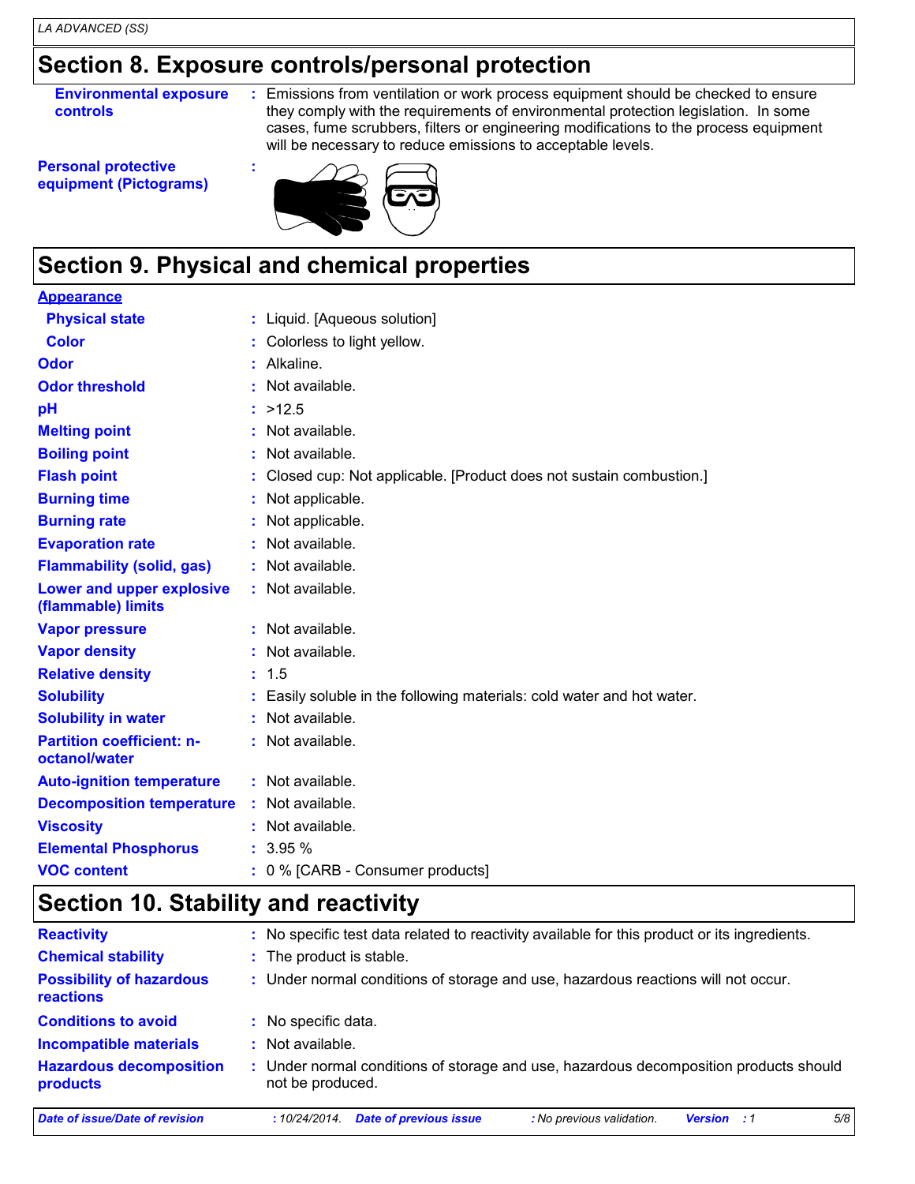## Section 8. Exposure controls/personal protection

| | |
|---|---|
| **Environmental exposure controls** | : Emissions from ventilation or work process equipment should be checked to ensure they comply with the requirements of environmental protection legislation. In some cases, fume scrubbers, filters or engineering modifications to the process equipment will be necessary to reduce emissions to acceptable levels. |
| **Personal protective equipment (Pictograms)** | : |

## Section 9. Physical and chemical properties

| | |
|---|---|
| **Appearance** | |
| **Physical state** | : Liquid. [Aqueous solution] |
| **Color** | : Colorless to light yellow. |
| **Odor** | : Alkaline. |
| **Odor threshold** | : Not available. |
| **pH** | : >12.5 |
| **Melting point** | : Not available. |
| **Boiling point** | : Not available. |
| **Flash point** | : Closed cup: Not applicable. [Product does not sustain combustion.] |
| **Burning time** | : Not applicable. |
| **Burning rate** | : Not applicable. |
| **Evaporation rate** | : Not available. |
| **Flammability (solid, gas)** | : Not available. |
| **Lower and upper explosive (flammable) limits** | : Not available. |
| **Vapor pressure** | : Not available. |
| **Vapor density** | : Not available. |
| **Relative density** | : 1.5 |
| **Solubility** | : Easily soluble in the following materials: cold water and hot water. |
| **Solubility in water** | : Not available. |
| **Partition coefficient: n-octanol/water** | : Not available. |
| **Auto-ignition temperature** | : Not available. |
| **Decomposition temperature** | : Not available. |
| **Viscosity** | : Not available. |
| **Elemental Phosphorus** | : 3.95 % |
| **VOC content** | : 0 % [CARB - Consumer products] |

## Section 10. Stability and reactivity

| | |
|---|---|
| **Reactivity** | : No specific test data related to reactivity available for this product or its ingredients. |
| **Chemical stability** | : The product is stable. |
| **Possibility of hazardous reactions** | : Under normal conditions of storage and use, hazardous reactions will not occur. |
| **Conditions to avoid** | : No specific data. |
| **Incompatible materials** | : Not available. |
| **Hazardous decomposition products** | : Under normal conditions of storage and use, hazardous decomposition products should not be produced. |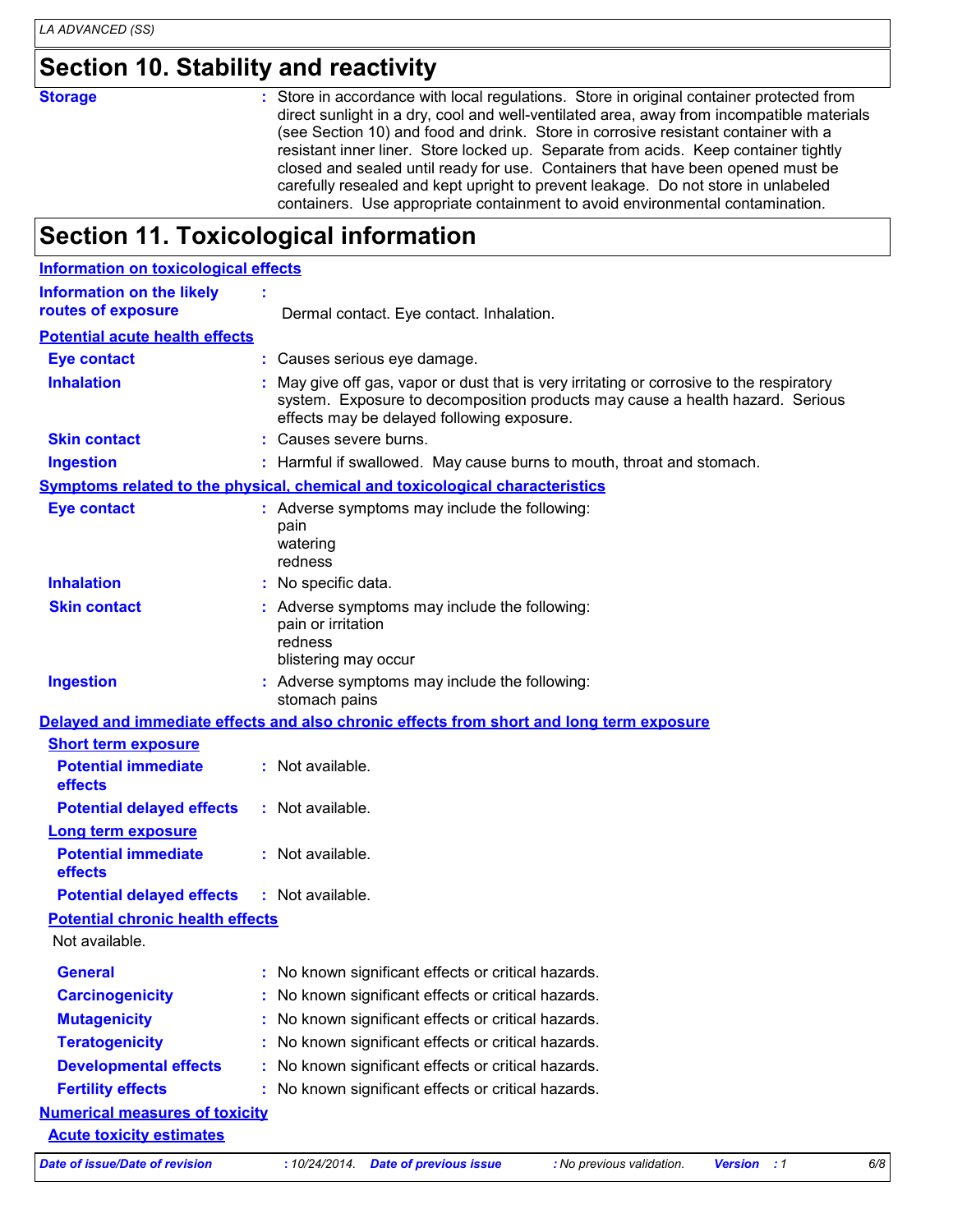# Section 10. Stability and reactivity

**Storage** : Store in accordance with local regulations. Store in original container protected from direct sunlight in a dry, cool and well-ventilated area, away from incompatible materials (see Section 10) and food and drink. Store in corrosive resistant container with a resistant inner liner. Store locked up. Separate from acids. Keep container tightly closed and sealed until ready for use. Containers that have been opened must be carefully resealed and kept upright to prevent leakage. Do not store in unlabeled containers. Use appropriate containment to avoid environmental contamination.

# Section 11. Toxicological information

**Information on toxicological effects**

**Information on the likely routes of exposure** : Dermal contact. Eye contact. Inhalation.

**Potential acute health effects**

**Eye contact** : Causes serious eye damage.

**Inhalation** : May give off gas, vapor or dust that is very irritating or corrosive to the respiratory system. Exposure to decomposition products may cause a health hazard. Serious effects may be delayed following exposure.

**Skin contact** : Causes severe burns.

**Ingestion** : Harmful if swallowed. May cause burns to mouth, throat and stomach.

**Symptoms related to the physical, chemical and toxicological characteristics**

**Eye contact** : Adverse symptoms may include the following:
pain
watering
redness

**Inhalation** : No specific data.

**Skin contact** : Adverse symptoms may include the following:
pain or irritation
redness
blistering may occur

**Ingestion** : Adverse symptoms may include the following:
stomach pains

**Delayed and immediate effects and also chronic effects from short and long term exposure**

**Short term exposure**

**Potential immediate effects** : Not available.

**Potential delayed effects** : Not available.

**Long term exposure**

**Potential immediate effects** : Not available.

**Potential delayed effects** : Not available.

**Potential chronic health effects**

Not available.

**General** : No known significant effects or critical hazards.

**Carcinogenicity** : No known significant effects or critical hazards.

**Mutagenicity** : No known significant effects or critical hazards.

**Teratogenicity** : No known significant effects or critical hazards.

**Developmental effects** : No known significant effects or critical hazards.

**Fertility effects** : No known significant effects or critical hazards.

**Numerical measures of toxicity**

**Acute toxicity estimates**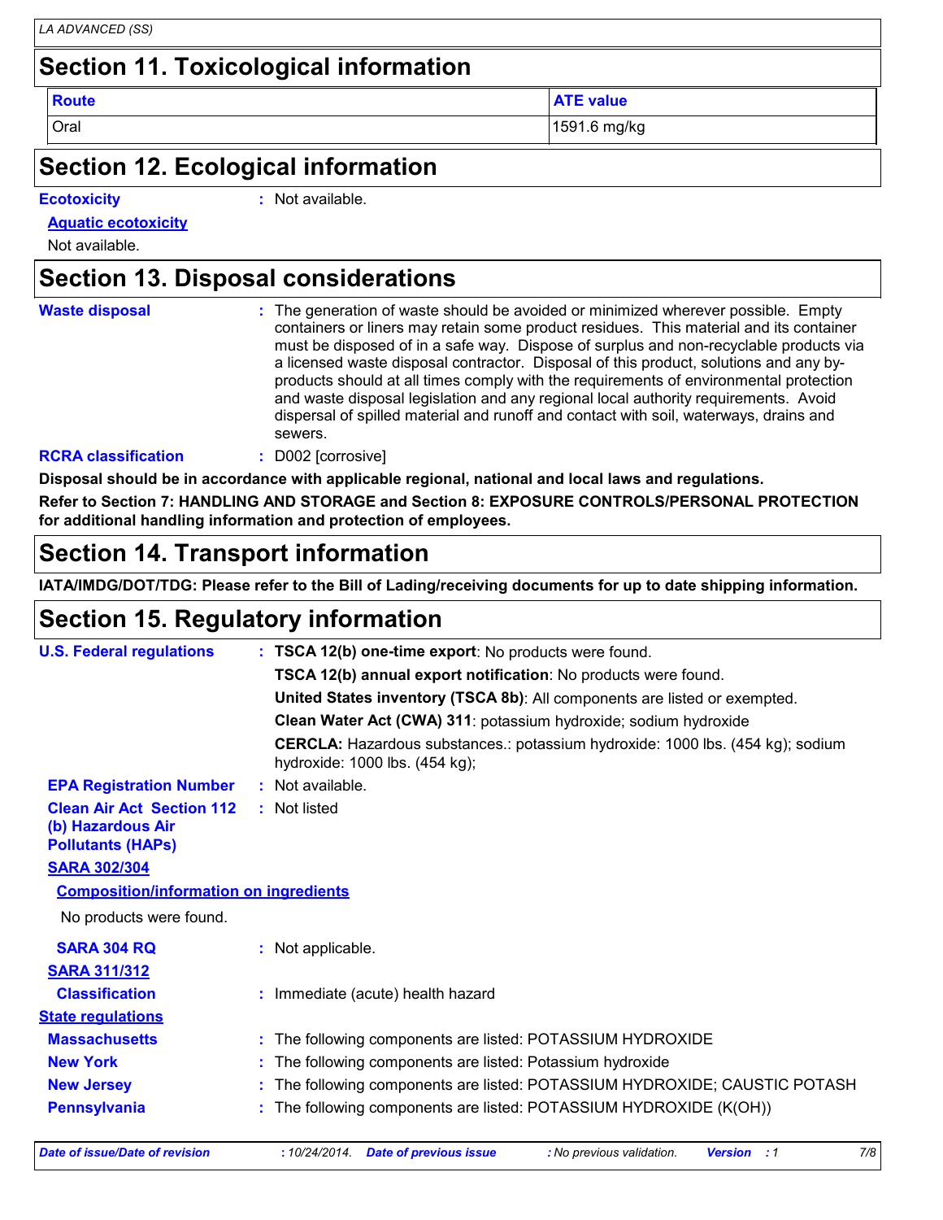## Section 11. Toxicological information

| Route | ATE value |
|---|---|
| Oral | 1591.6 mg/kg |

## Section 12. Ecological information

**Ecotoxicity** : Not available.

**Aquatic ecotoxicity**

Not available.

## Section 13. Disposal considerations

**Waste disposal** : The generation of waste should be avoided or minimized wherever possible. Empty containers or liners may retain some product residues. This material and its container must be disposed of in a safe way. Dispose of surplus and non-recyclable products via a licensed waste disposal contractor. Disposal of this product, solutions and any by-products should at all times comply with the requirements of environmental protection and waste disposal legislation and any regional local authority requirements. Avoid dispersal of spilled material and runoff and contact with soil, waterways, drains and sewers.

**RCRA classification** : D002 [corrosive]

**Disposal should be in accordance with applicable regional, national and local laws and regulations.**

**Refer to Section 7: HANDLING AND STORAGE and Section 8: EXPOSURE CONTROLS/PERSONAL PROTECTION for additional handling information and protection of employees.**

## Section 14. Transport information

**IATA/IMDG/DOT/TDG: Please refer to the Bill of Lading/receiving documents for up to date shipping information.**

## Section 15. Regulatory information

**U.S. Federal regulations** : **TSCA 12(b) one-time export**: No products were found.

**TSCA 12(b) annual export notification**: No products were found.

**United States inventory (TSCA 8b)**: All components are listed or exempted.

**Clean Water Act (CWA) 311**: potassium hydroxide; sodium hydroxide

**CERCLA:** Hazardous substances.: potassium hydroxide: 1000 lbs. (454 kg); sodium hydroxide: 1000 lbs. (454 kg);

**EPA Registration Number** : Not available.

**Clean Air Act Section 112 (b) Hazardous Air Pollutants (HAPs)** : Not listed

**SARA 302/304**

**Composition/information on ingredients**

No products were found.

**SARA 304 RQ** : Not applicable.

**SARA 311/312**

**Classification** : Immediate (acute) health hazard

**State regulations**

**Massachusetts** : The following components are listed: POTASSIUM HYDROXIDE

**New York** : The following components are listed: Potassium hydroxide

**New Jersey** : The following components are listed: POTASSIUM HYDROXIDE; CAUSTIC POTASH

**Pennsylvania** : The following components are listed: POTASSIUM HYDROXIDE (K(OH))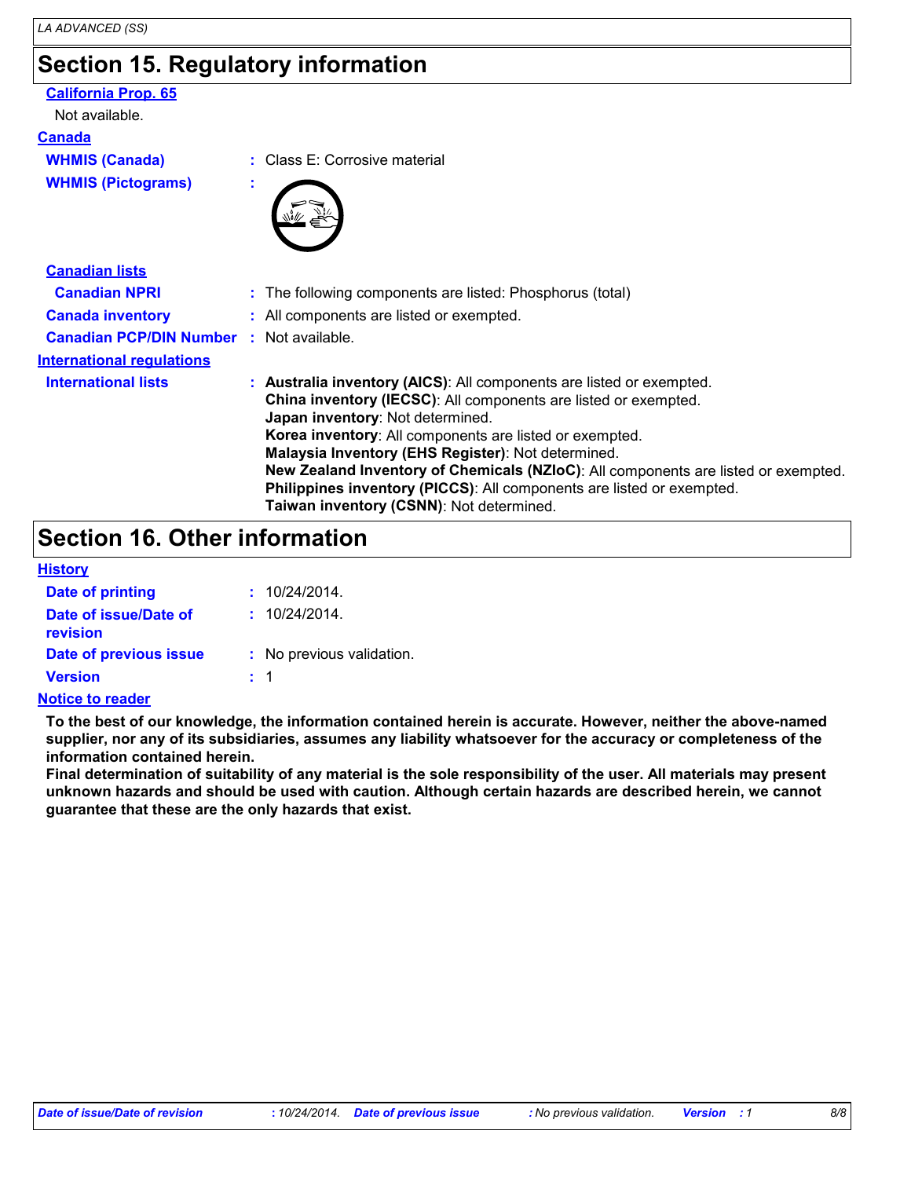## Section 15. Regulatory information

**California Prop. 65**

Not available.

**Canada**

**WHMIS (Canada)** : Class E: Corrosive material

**WHMIS (Pictograms)** :

**Canadian lists**

**Canadian NPRI** : The following components are listed: Phosphorus (total)

**Canada inventory** : All components are listed or exempted.

**Canadian PCP/DIN Number** : Not available.

**International regulations**

**International lists** :
**Australia inventory (AICS)**: All components are listed or exempted.
**China inventory (IECSC)**: All components are listed or exempted.
**Japan inventory**: Not determined.
**Korea inventory**: All components are listed or exempted.
**Malaysia Inventory (EHS Register)**: Not determined.
**New Zealand Inventory of Chemicals (NZIoC)**: All components are listed or exempted.
**Philippines inventory (PICCS)**: All components are listed or exempted.
**Taiwan inventory (CSNN)**: Not determined.

## Section 16. Other information

**History**

**Date of printing** : 10/24/2014.

**Date of issue/Date of revision** : 10/24/2014.

**Date of previous issue** : No previous validation.

**Version** : 1

**Notice to reader**

**To the best of our knowledge, the information contained herein is accurate. However, neither the above-named supplier, nor any of its subsidiaries, assumes any liability whatsoever for the accuracy or completeness of the information contained herein.**

**Final determination of suitability of any material is the sole responsibility of the user. All materials may present unknown hazards and should be used with caution. Although certain hazards are described herein, we cannot guarantee that these are the only hazards that exist.**